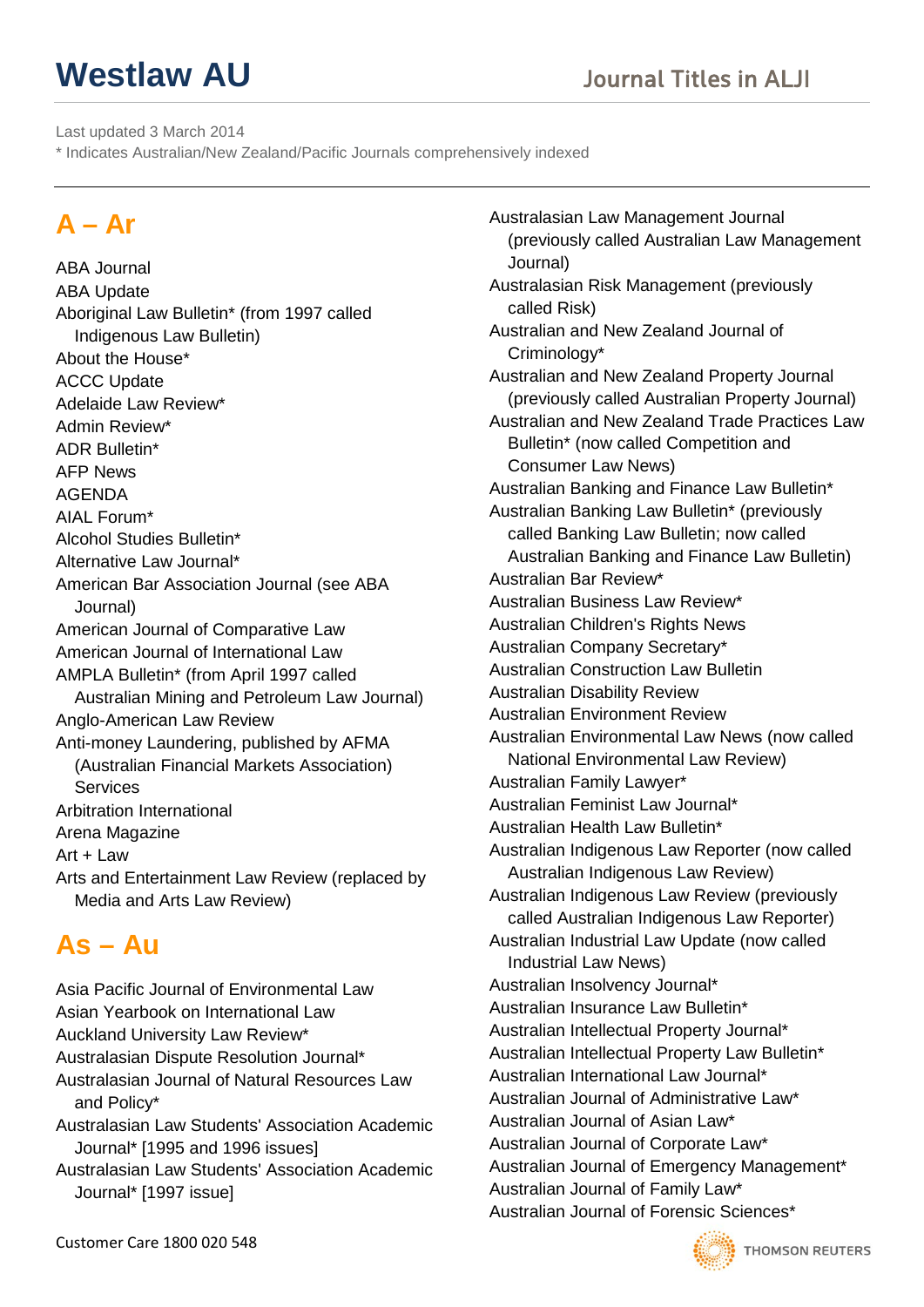# Westlaw AU

## Journal Titles in ALJI

Last updated 3 March 2014

* Indicates Australian/New Zealand/Pacific Journals comprehensively indexed

## A – Ar

ABA Journal
ABA Update
Aboriginal Law Bulletin* (from 1997 called Indigenous Law Bulletin)
About the House*
ACCC Update
Adelaide Law Review*
Admin Review*
ADR Bulletin*
AFP News
AGENDA
AIAL Forum*
Alcohol Studies Bulletin*
Alternative Law Journal*
American Bar Association Journal (see ABA Journal)
American Journal of Comparative Law
American Journal of International Law
AMPLA Bulletin* (from April 1997 called Australian Mining and Petroleum Law Journal)
Anglo-American Law Review
Anti-money Laundering, published by AFMA (Australian Financial Markets Association) Services
Arbitration International
Arena Magazine
Art + Law
Arts and Entertainment Law Review (replaced by Media and Arts Law Review)

## As – Au

Asia Pacific Journal of Environmental Law
Asian Yearbook on International Law
Auckland University Law Review*
Australasian Dispute Resolution Journal*
Australasian Journal of Natural Resources Law and Policy*
Australasian Law Students' Association Academic Journal* [1995 and 1996 issues]
Australasian Law Students' Association Academic Journal* [1997 issue]
Australasian Law Management Journal (previously called Australian Law Management Journal)
Australasian Risk Management (previously called Risk)
Australian and New Zealand Journal of Criminology*
Australian and New Zealand Property Journal (previously called Australian Property Journal)
Australian and New Zealand Trade Practices Law Bulletin* (now called Competition and Consumer Law News)
Australian Banking and Finance Law Bulletin*
Australian Banking Law Bulletin* (previously called Banking Law Bulletin; now called Australian Banking and Finance Law Bulletin)
Australian Bar Review*
Australian Business Law Review*
Australian Children's Rights News
Australian Company Secretary*
Australian Construction Law Bulletin
Australian Disability Review
Australian Environment Review
Australian Environmental Law News (now called National Environmental Law Review)
Australian Family Lawyer*
Australian Feminist Law Journal*
Australian Health Law Bulletin*
Australian Indigenous Law Reporter (now called Australian Indigenous Law Review)
Australian Indigenous Law Review (previously called Australian Indigenous Law Reporter)
Australian Industrial Law Update (now called Industrial Law News)
Australian Insolvency Journal*
Australian Insurance Law Bulletin*
Australian Intellectual Property Journal*
Australian Intellectual Property Law Bulletin*
Australian International Law Journal*
Australian Journal of Administrative Law*
Australian Journal of Asian Law*
Australian Journal of Corporate Law*
Australian Journal of Emergency Management*
Australian Journal of Family Law*
Australian Journal of Forensic Sciences*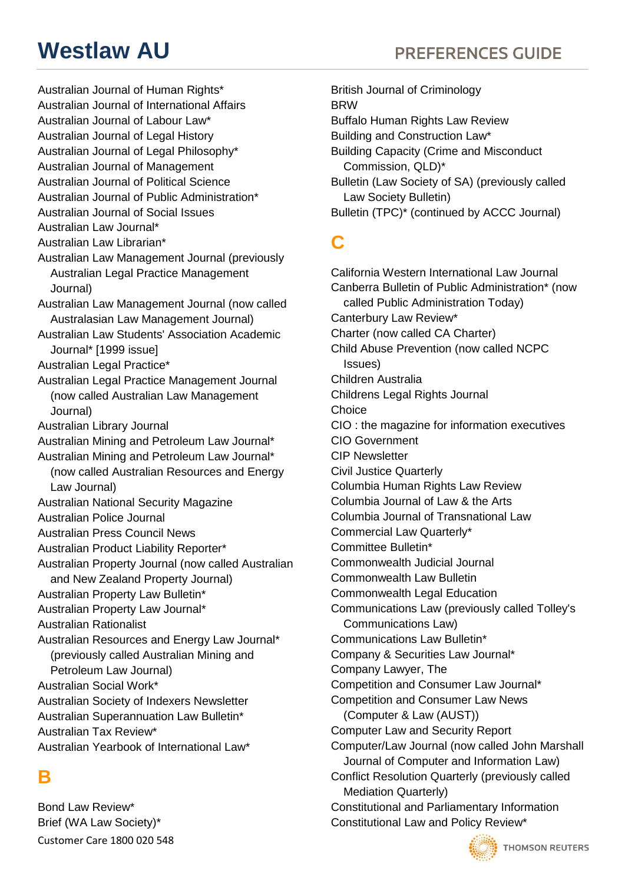Australian Journal of Human Rights*
Australian Journal of International Affairs
Australian Journal of Labour Law*
Australian Journal of Legal History
Australian Journal of Legal Philosophy*
Australian Journal of Management
Australian Journal of Political Science
Australian Journal of Public Administration*
Australian Journal of Social Issues
Australian Law Journal*
Australian Law Librarian*
Australian Law Management Journal (previously Australian Legal Practice Management Journal)
Australian Law Management Journal (now called Australasian Law Management Journal)
Australian Law Students' Association Academic Journal* [1999 issue]
Australian Legal Practice*
Australian Legal Practice Management Journal (now called Australian Law Management Journal)
Australian Library Journal
Australian Mining and Petroleum Law Journal*
Australian Mining and Petroleum Law Journal* (now called Australian Resources and Energy Law Journal)
Australian National Security Magazine
Australian Police Journal
Australian Press Council News
Australian Product Liability Reporter*
Australian Property Journal (now called Australian and New Zealand Property Journal)
Australian Property Law Bulletin*
Australian Property Law Journal*
Australian Rationalist
Australian Resources and Energy Law Journal* (previously called Australian Mining and Petroleum Law Journal)
Australian Social Work*
Australian Society of Indexers Newsletter
Australian Superannuation Law Bulletin*
Australian Tax Review*
Australian Yearbook of International Law*

## B

Bond Law Review*
Brief (WA Law Society)*
British Journal of Criminology
BRW
Buffalo Human Rights Law Review
Building and Construction Law*
Building Capacity (Crime and Misconduct Commission, QLD)*
Bulletin (Law Society of SA) (previously called Law Society Bulletin)
Bulletin (TPC)* (continued by ACCC Journal)

## C

California Western International Law Journal
Canberra Bulletin of Public Administration* (now called Public Administration Today)
Canterbury Law Review*
Charter (now called CA Charter)
Child Abuse Prevention (now called NCPC Issues)
Children Australia
Childrens Legal Rights Journal
Choice
CIO : the magazine for information executives
CIO Government
CIP Newsletter
Civil Justice Quarterly
Columbia Human Rights Law Review
Columbia Journal of Law & the Arts
Columbia Journal of Transnational Law
Commercial Law Quarterly*
Committee Bulletin*
Commonwealth Judicial Journal
Commonwealth Law Bulletin
Commonwealth Legal Education
Communications Law (previously called Tolley's Communications Law)
Communications Law Bulletin*
Company & Securities Law Journal*
Company Lawyer, The
Competition and Consumer Law Journal*
Competition and Consumer Law News (Computer & Law (AUST))
Computer Law and Security Report
Computer/Law Journal (now called John Marshall Journal of Computer and Information Law)
Conflict Resolution Quarterly (previously called Mediation Quarterly)
Constitutional and Parliamentary Information
Constitutional Law and Policy Review*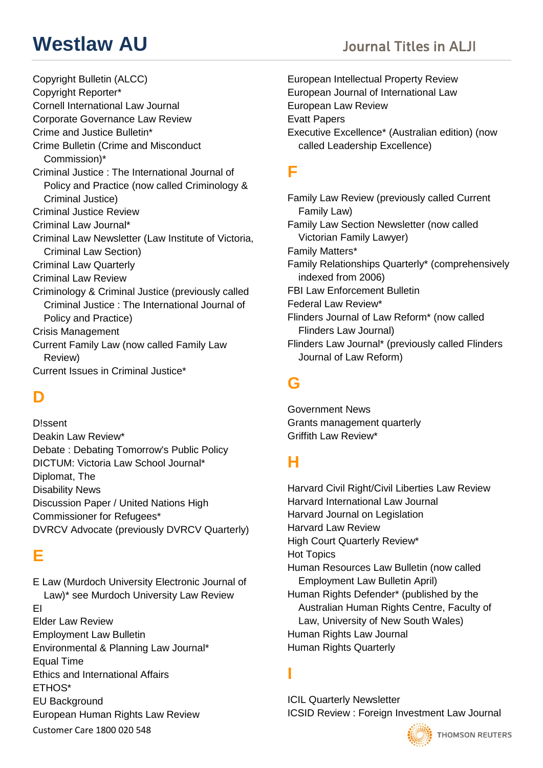Copyright Bulletin (ALCC)
Copyright Reporter*
Cornell International Law Journal
Corporate Governance Law Review
Crime and Justice Bulletin*
Crime Bulletin (Crime and Misconduct Commission)*
Criminal Justice : The International Journal of Policy and Practice (now called Criminology & Criminal Justice)
Criminal Justice Review
Criminal Law Journal*
Criminal Law Newsletter (Law Institute of Victoria, Criminal Law Section)
Criminal Law Quarterly
Criminal Law Review
Criminology & Criminal Justice (previously called Criminal Justice : The International Journal of Policy and Practice)
Crisis Management
Current Family Law (now called Family Law Review)
Current Issues in Criminal Justice*

## D

D!ssent
Deakin Law Review*
Debate : Debating Tomorrow's Public Policy
DICTUM: Victoria Law School Journal*
Diplomat, The
Disability News
Discussion Paper / United Nations High Commissioner for Refugees*
DVRCV Advocate (previously DVRCV Quarterly)

## E

E Law (Murdoch University Electronic Journal of Law)* see Murdoch University Law Review
EI
Elder Law Review
Employment Law Bulletin
Environmental & Planning Law Journal*
Equal Time
Ethics and International Affairs
ETHOS*
EU Background
European Human Rights Law Review
European Intellectual Property Review
European Journal of International Law
European Law Review
Evatt Papers
Executive Excellence* (Australian edition) (now called Leadership Excellence)

## F

Family Law Review (previously called Current Family Law)
Family Law Section Newsletter (now called Victorian Family Lawyer)
Family Matters*
Family Relationships Quarterly* (comprehensively indexed from 2006)
FBI Law Enforcement Bulletin
Federal Law Review*
Flinders Journal of Law Reform* (now called Flinders Law Journal)
Flinders Law Journal* (previously called Flinders Journal of Law Reform)

## G

Government News
Grants management quarterly
Griffith Law Review*

## H

Harvard Civil Right/Civil Liberties Law Review
Harvard International Law Journal
Harvard Journal on Legislation
Harvard Law Review
High Court Quarterly Review*
Hot Topics
Human Resources Law Bulletin (now called Employment Law Bulletin April)
Human Rights Defender* (published by the Australian Human Rights Centre, Faculty of Law, University of New South Wales)
Human Rights Law Journal
Human Rights Quarterly

## I

ICIL Quarterly Newsletter
ICSID Review : Foreign Investment Law Journal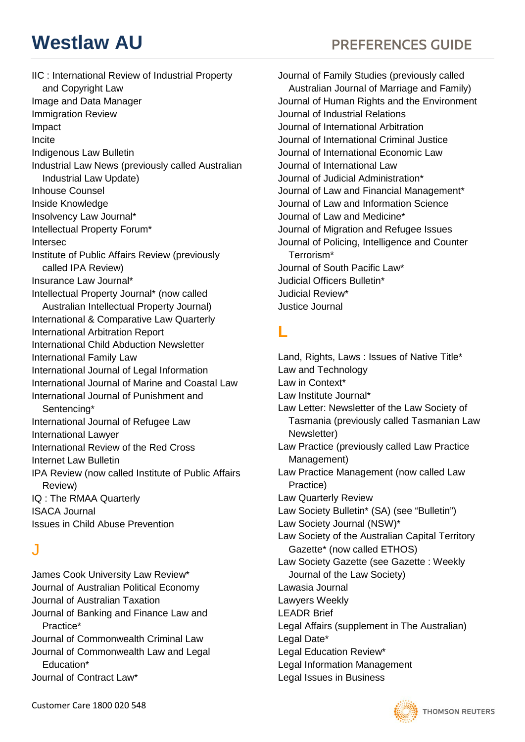IIC : International Review of Industrial Property and Copyright Law
Image and Data Manager
Immigration Review
Impact
Incite
Indigenous Law Bulletin
Industrial Law News (previously called Australian Industrial Law Update)
Inhouse Counsel
Inside Knowledge
Insolvency Law Journal*
Intellectual Property Forum*
Intersec
Institute of Public Affairs Review (previously called IPA Review)
Insurance Law Journal*
Intellectual Property Journal* (now called Australian Intellectual Property Journal)
International & Comparative Law Quarterly
International Arbitration Report
International Child Abduction Newsletter
International Family Law
International Journal of Legal Information
International Journal of Marine and Coastal Law
International Journal of Punishment and Sentencing*
International Journal of Refugee Law
International Lawyer
International Review of the Red Cross
Internet Law Bulletin
IPA Review (now called Institute of Public Affairs Review)
IQ : The RMAA Quarterly
ISACA Journal
Issues in Child Abuse Prevention

## J

James Cook University Law Review*
Journal of Australian Political Economy
Journal of Australian Taxation
Journal of Banking and Finance Law and Practice*
Journal of Commonwealth Criminal Law
Journal of Commonwealth Law and Legal Education*
Journal of Contract Law*
Journal of Family Studies (previously called Australian Journal of Marriage and Family)
Journal of Human Rights and the Environment
Journal of Industrial Relations
Journal of International Arbitration
Journal of International Criminal Justice
Journal of International Economic Law
Journal of International Law
Journal of Judicial Administration*
Journal of Law and Financial Management*
Journal of Law and Information Science
Journal of Law and Medicine*
Journal of Migration and Refugee Issues
Journal of Policing, Intelligence and Counter Terrorism*
Journal of South Pacific Law*
Judicial Officers Bulletin*
Judicial Review*
Justice Journal

## L

Land, Rights, Laws : Issues of Native Title*
Law and Technology
Law in Context*
Law Institute Journal*
Law Letter: Newsletter of the Law Society of Tasmania (previously called Tasmanian Law Newsletter)
Law Practice (previously called Law Practice Management)
Law Practice Management (now called Law Practice)
Law Quarterly Review
Law Society Bulletin* (SA) (see "Bulletin")
Law Society Journal (NSW)*
Law Society of the Australian Capital Territory Gazette* (now called ETHOS)
Law Society Gazette (see Gazette : Weekly Journal of the Law Society)
Lawasia Journal
Lawyers Weekly
LEADR Brief
Legal Affairs (supplement in The Australian)
Legal Date*
Legal Education Review*
Legal Information Management
Legal Issues in Business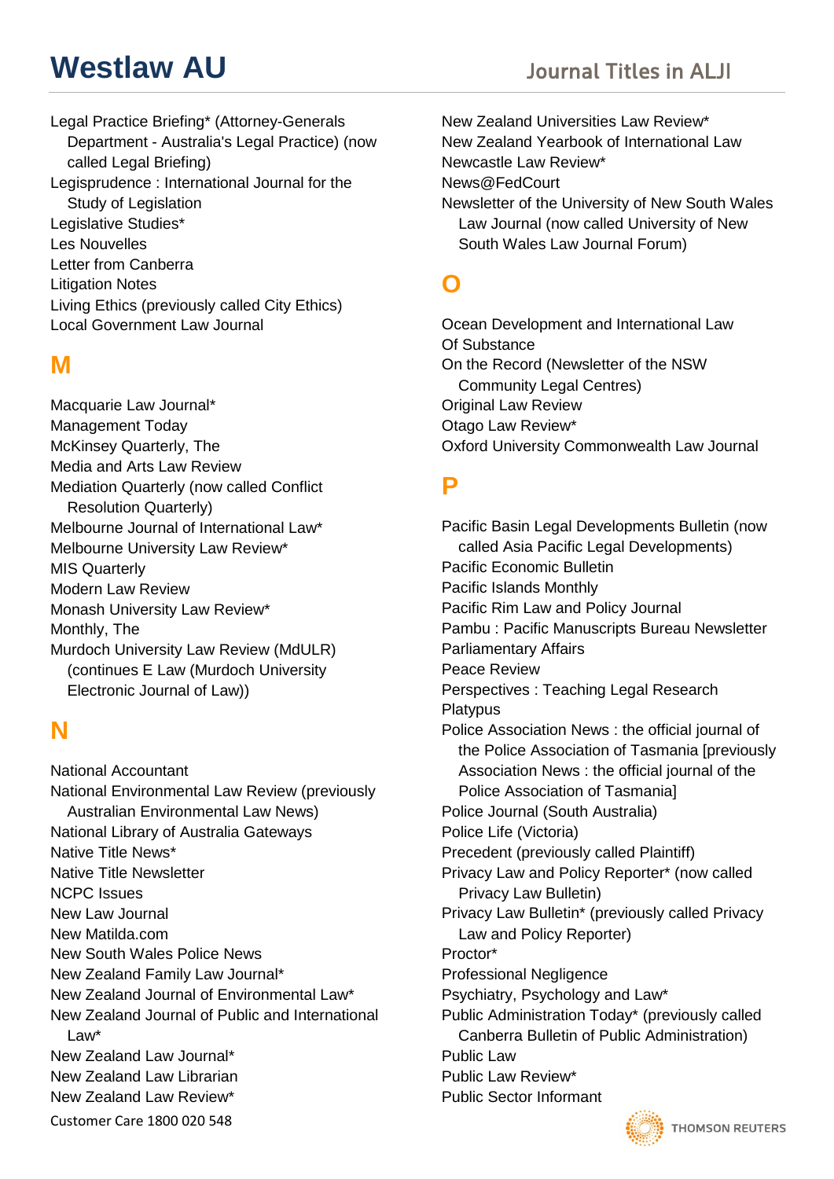Legal Practice Briefing* (Attorney-Generals Department - Australia's Legal Practice) (now called Legal Briefing)
Legisprudence : International Journal for the Study of Legislation
Legislative Studies*
Les Nouvelles
Letter from Canberra
Litigation Notes
Living Ethics (previously called City Ethics)
Local Government Law Journal

## M

Macquarie Law Journal*
Management Today
McKinsey Quarterly, The
Media and Arts Law Review
Mediation Quarterly (now called Conflict Resolution Quarterly)
Melbourne Journal of International Law*
Melbourne University Law Review*
MIS Quarterly
Modern Law Review
Monash University Law Review*
Monthly, The
Murdoch University Law Review (MdULR) (continues E Law (Murdoch University Electronic Journal of Law))

## N

National Accountant
National Environmental Law Review (previously Australian Environmental Law News)
National Library of Australia Gateways
Native Title News*
Native Title Newsletter
NCPC Issues
New Law Journal
New Matilda.com
New South Wales Police News
New Zealand Family Law Journal*
New Zealand Journal of Environmental Law*
New Zealand Journal of Public and International Law*
New Zealand Law Journal*
New Zealand Law Librarian
New Zealand Law Review*
New Zealand Universities Law Review*
New Zealand Yearbook of International Law
Newcastle Law Review*
News@FedCourt
Newsletter of the University of New South Wales Law Journal (now called University of New South Wales Law Journal Forum)

## O

Ocean Development and International Law
Of Substance
On the Record (Newsletter of the NSW Community Legal Centres)
Original Law Review
Otago Law Review*
Oxford University Commonwealth Law Journal

## P

Pacific Basin Legal Developments Bulletin (now called Asia Pacific Legal Developments)
Pacific Economic Bulletin
Pacific Islands Monthly
Pacific Rim Law and Policy Journal
Pambu : Pacific Manuscripts Bureau Newsletter
Parliamentary Affairs
Peace Review
Perspectives : Teaching Legal Research
Platypus
Police Association News : the official journal of the Police Association of Tasmania [previously Association News : the official journal of the Police Association of Tasmania]
Police Journal (South Australia)
Police Life (Victoria)
Precedent (previously called Plaintiff)
Privacy Law and Policy Reporter* (now called Privacy Law Bulletin)
Privacy Law Bulletin* (previously called Privacy Law and Policy Reporter)
Proctor*
Professional Negligence
Psychiatry, Psychology and Law*
Public Administration Today* (previously called Canberra Bulletin of Public Administration)
Public Law
Public Law Review*
Public Sector Informant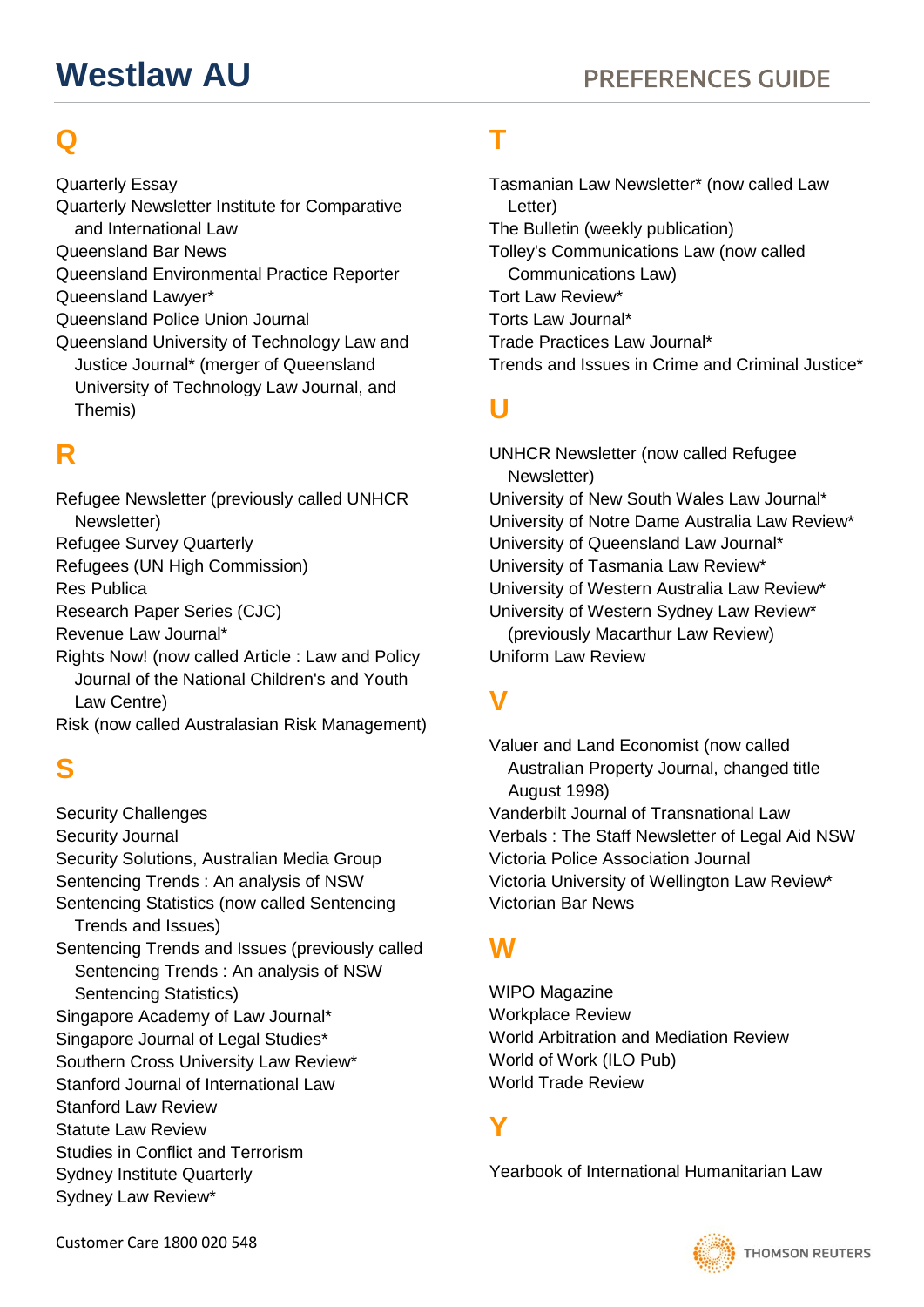# Q

Quarterly Essay
Quarterly Newsletter Institute for Comparative and International Law
Queensland Bar News
Queensland Environmental Practice Reporter
Queensland Lawyer*
Queensland Police Union Journal
Queensland University of Technology Law and Justice Journal* (merger of Queensland University of Technology Law Journal, and Themis)

# R

Refugee Newsletter (previously called UNHCR Newsletter)
Refugee Survey Quarterly
Refugees (UN High Commission)
Res Publica
Research Paper Series (CJC)
Revenue Law Journal*
Rights Now! (now called Article : Law and Policy Journal of the National Children's and Youth Law Centre)
Risk (now called Australasian Risk Management)

# S

Security Challenges
Security Journal
Security Solutions, Australian Media Group
Sentencing Trends : An analysis of NSW
Sentencing Statistics (now called Sentencing Trends and Issues)
Sentencing Trends and Issues (previously called Sentencing Trends : An analysis of NSW Sentencing Statistics)
Singapore Academy of Law Journal*
Singapore Journal of Legal Studies*
Southern Cross University Law Review*
Stanford Journal of International Law
Stanford Law Review
Statute Law Review
Studies in Conflict and Terrorism
Sydney Institute Quarterly
Sydney Law Review*

# T

Tasmanian Law Newsletter* (now called Law Letter)
The Bulletin (weekly publication)
Tolley's Communications Law (now called Communications Law)
Tort Law Review*
Torts Law Journal*
Trade Practices Law Journal*
Trends and Issues in Crime and Criminal Justice*

# U

UNHCR Newsletter (now called Refugee Newsletter)
University of New South Wales Law Journal*
University of Notre Dame Australia Law Review*
University of Queensland Law Journal*
University of Tasmania Law Review*
University of Western Australia Law Review*
University of Western Sydney Law Review* (previously Macarthur Law Review)
Uniform Law Review

# V

Valuer and Land Economist (now called Australian Property Journal, changed title August 1998)
Vanderbilt Journal of Transnational Law
Verbals : The Staff Newsletter of Legal Aid NSW
Victoria Police Association Journal
Victoria University of Wellington Law Review*
Victorian Bar News

# W

WIPO Magazine
Workplace Review
World Arbitration and Mediation Review
World of Work (ILO Pub)
World Trade Review

# Y

Yearbook of International Humanitarian Law